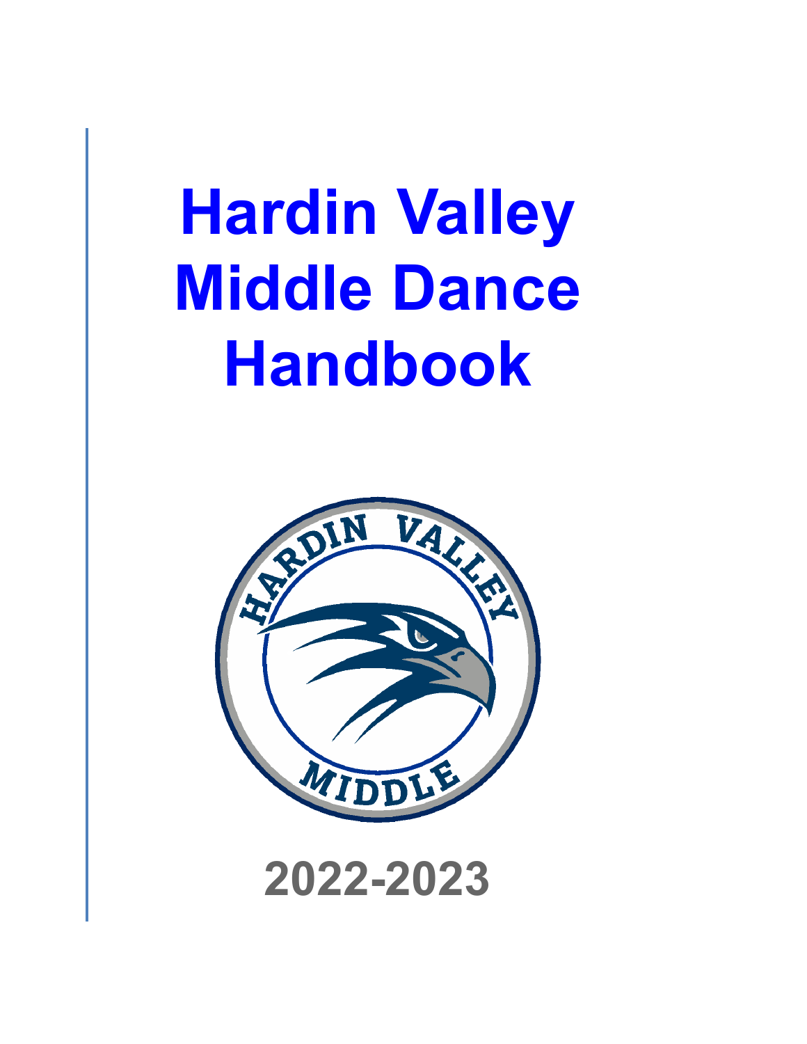# Hardin Valley Middle Dance Handbook

2022-2023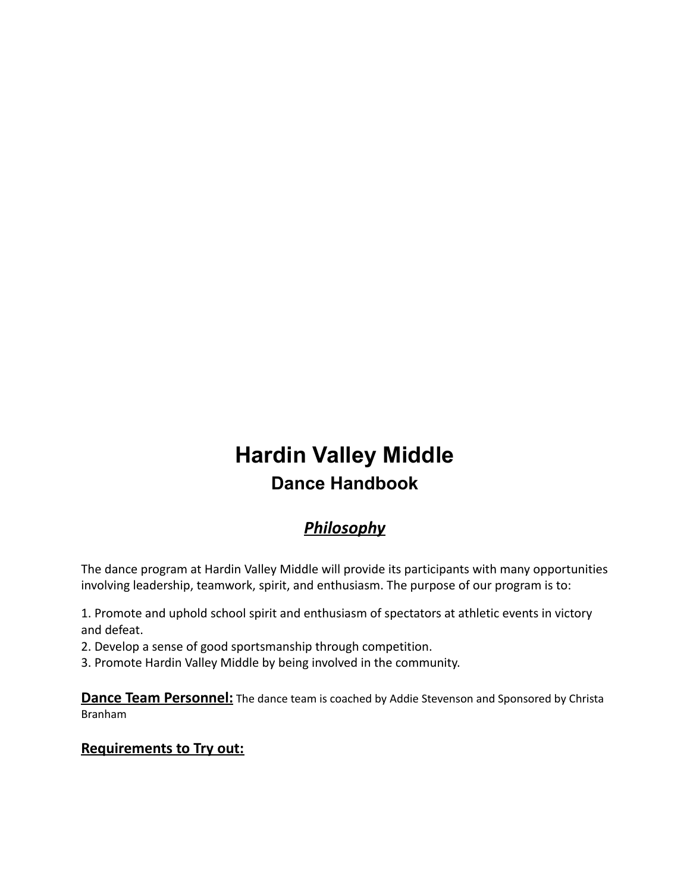# Hardin Valley Middle

## Dance Handbook

### ***Philosophy***

The dance program at Hardin Valley Middle will provide its participants with many opportunities involving leadership, teamwork, spirit, and enthusiasm. The purpose of our program is to:

1. Promote and uphold school spirit and enthusiasm of spectators at athletic events in victory and defeat.
2. Develop a sense of good sportsmanship through competition.
3. Promote Hardin Valley Middle by being involved in the community.

**Dance Team Personnel:** The dance team is coached by Addie Stevenson and Sponsored by Christa Branham

**Requirements to Try out:**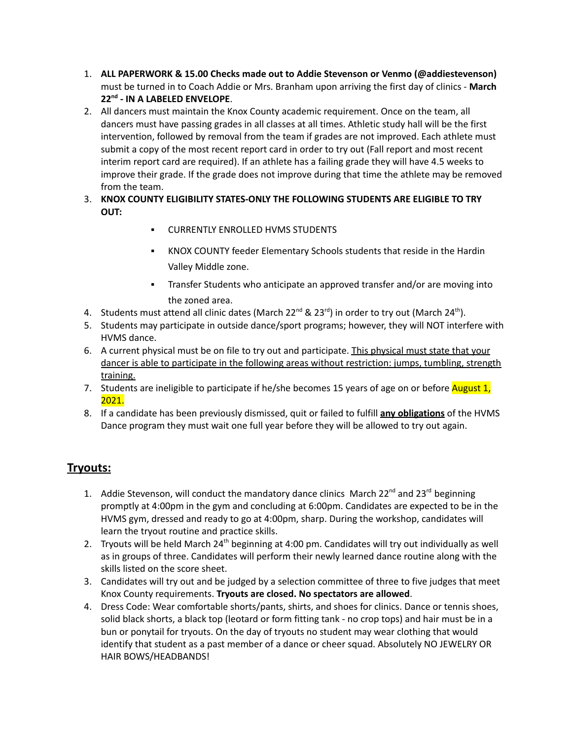1. **ALL PAPERWORK & 15.00 Checks made out to Addie Stevenson or Venmo (@addiestevenson)** must be turned in to Coach Addie or Mrs. Branham upon arriving the first day of clinics - **March 22nd - IN A LABELED ENVELOPE**.
2. All dancers must maintain the Knox County academic requirement. Once on the team, all dancers must have passing grades in all classes at all times. Athletic study hall will be the first intervention, followed by removal from the team if grades are not improved. Each athlete must submit a copy of the most recent report card in order to try out (Fall report and most recent interim report card are required). If an athlete has a failing grade they will have 4.5 weeks to improve their grade. If the grade does not improve during that time the athlete may be removed from the team.
3. **KNOX COUNTY ELIGIBILITY STATES-ONLY THE FOLLOWING STUDENTS ARE ELIGIBLE TO TRY OUT:**
    - CURRENTLY ENROLLED HVMS STUDENTS
    - KNOX COUNTY feeder Elementary Schools students that reside in the Hardin Valley Middle zone.
    - Transfer Students who anticipate an approved transfer and/or are moving into the zoned area.
4. Students must attend all clinic dates (March 22nd & 23rd) in order to try out (March 24th).
5. Students may participate in outside dance/sport programs; however, they will NOT interfere with HVMS dance.
6. A current physical must be on file to try out and participate. <u>This physical must state that your dancer is able to participate in the following areas without restriction: jumps, tumbling, strength training.</u>
7. Students are ineligible to participate if he/she becomes 15 years of age on or before August 1, 2021.
8. If a candidate has been previously dismissed, quit or failed to fulfill **<u>any obligations</u>** of the HVMS Dance program they must wait one full year before they will be allowed to try out again.

## <u>Tryouts:</u>

1. Addie Stevenson, will conduct the mandatory dance clinics March 22nd and 23rd beginning promptly at 4:00pm in the gym and concluding at 6:00pm. Candidates are expected to be in the HVMS gym, dressed and ready to go at 4:00pm, sharp. During the workshop, candidates will learn the tryout routine and practice skills.
2. Tryouts will be held March 24th beginning at 4:00 pm. Candidates will try out individually as well as in groups of three. Candidates will perform their newly learned dance routine along with the skills listed on the score sheet.
3. Candidates will try out and be judged by a selection committee of three to five judges that meet Knox County requirements. **Tryouts are closed. No spectators are allowed**.
4. Dress Code: Wear comfortable shorts/pants, shirts, and shoes for clinics. Dance or tennis shoes, solid black shorts, a black top (leotard or form fitting tank - no crop tops) and hair must be in a bun or ponytail for tryouts. On the day of tryouts no student may wear clothing that would identify that student as a past member of a dance or cheer squad. Absolutely NO JEWELRY OR HAIR BOWS/HEADBANDS!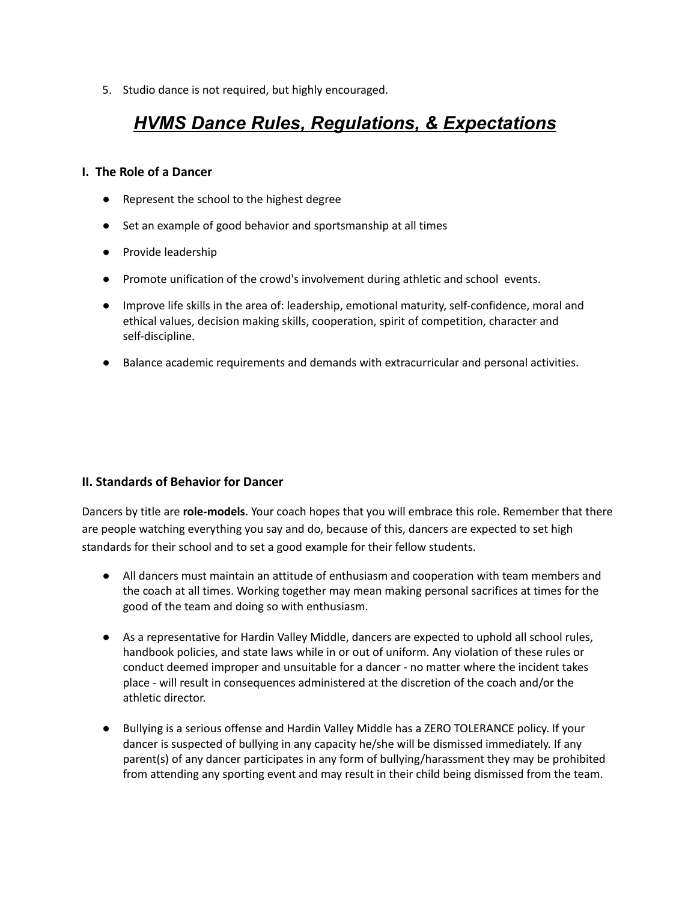5. Studio dance is not required, but highly encouraged.

# ***HVMS Dance Rules, Regulations, & Expectations***

### I. The Role of a Dancer

- Represent the school to the highest degree
- Set an example of good behavior and sportsmanship at all times
- Provide leadership
- Promote unification of the crowd's involvement during athletic and school events.
- Improve life skills in the area of: leadership, emotional maturity, self-confidence, moral and ethical values, decision making skills, cooperation, spirit of competition, character and self-discipline.
- Balance academic requirements and demands with extracurricular and personal activities.

### II. Standards of Behavior for Dancer

Dancers by title are **role-models**. Your coach hopes that you will embrace this role. Remember that there are people watching everything you say and do, because of this, dancers are expected to set high standards for their school and to set a good example for their fellow students.

- All dancers must maintain an attitude of enthusiasm and cooperation with team members and the coach at all times. Working together may mean making personal sacrifices at times for the good of the team and doing so with enthusiasm.
- As a representative for Hardin Valley Middle, dancers are expected to uphold all school rules, handbook policies, and state laws while in or out of uniform. Any violation of these rules or conduct deemed improper and unsuitable for a dancer - no matter where the incident takes place - will result in consequences administered at the discretion of the coach and/or the athletic director.
- Bullying is a serious offense and Hardin Valley Middle has a ZERO TOLERANCE policy. If your dancer is suspected of bullying in any capacity he/she will be dismissed immediately. If any parent(s) of any dancer participates in any form of bullying/harassment they may be prohibited from attending any sporting event and may result in their child being dismissed from the team.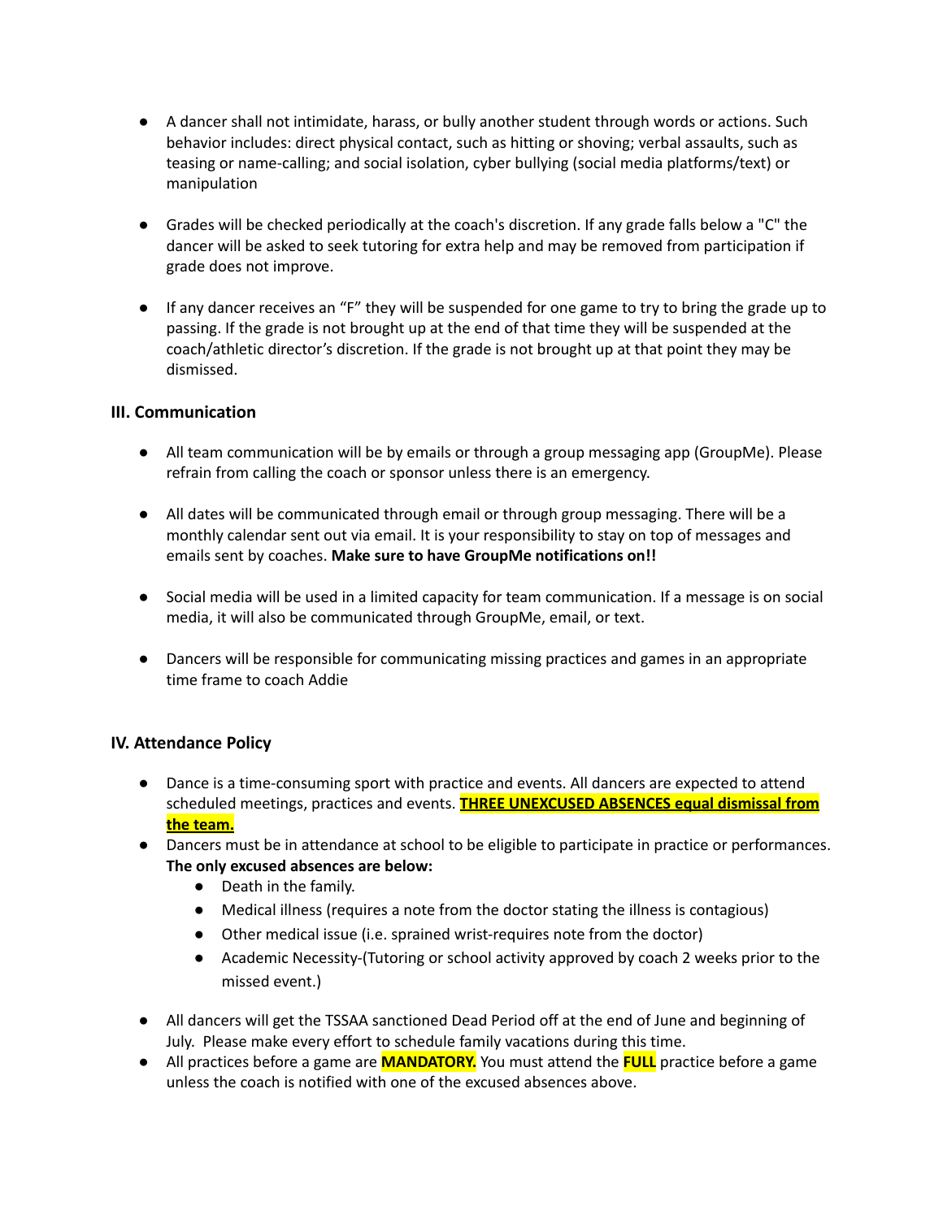- A dancer shall not intimidate, harass, or bully another student through words or actions. Such behavior includes: direct physical contact, such as hitting or shoving; verbal assaults, such as teasing or name-calling; and social isolation, cyber bullying (social media platforms/text) or manipulation

- Grades will be checked periodically at the coach's discretion. If any grade falls below a "C" the dancer will be asked to seek tutoring for extra help and may be removed from participation if grade does not improve.

- If any dancer receives an "F" they will be suspended for one game to try to bring the grade up to passing. If the grade is not brought up at the end of that time they will be suspended at the coach/athletic director's discretion. If the grade is not brought up at that point they may be dismissed.

### III. Communication

- All team communication will be by emails or through a group messaging app (GroupMe). Please refrain from calling the coach or sponsor unless there is an emergency.

- All dates will be communicated through email or through group messaging. There will be a monthly calendar sent out via email. It is your responsibility to stay on top of messages and emails sent by coaches. **Make sure to have GroupMe notifications on!!**

- Social media will be used in a limited capacity for team communication. If a message is on social media, it will also be communicated through GroupMe, email, or text.

- Dancers will be responsible for communicating missing practices and games in an appropriate time frame to coach Addie

### IV. Attendance Policy

- Dance is a time-consuming sport with practice and events. All dancers are expected to attend scheduled meetings, practices and events. **<u>THREE UNEXCUSED ABSENCES equal dismissal from the team.</u>**
- Dancers must be in attendance at school to be eligible to participate in practice or performances. **The only excused absences are below:**
  - Death in the family.
  - Medical illness (requires a note from the doctor stating the illness is contagious)
  - Other medical issue (i.e. sprained wrist-requires note from the doctor)
  - Academic Necessity-(Tutoring or school activity approved by coach 2 weeks prior to the missed event.)

- All dancers will get the TSSAA sanctioned Dead Period off at the end of June and beginning of July. Please make every effort to schedule family vacations during this time.
- All practices before a game are **MANDATORY.** You must attend the **FULL** practice before a game unless the coach is notified with one of the excused absences above.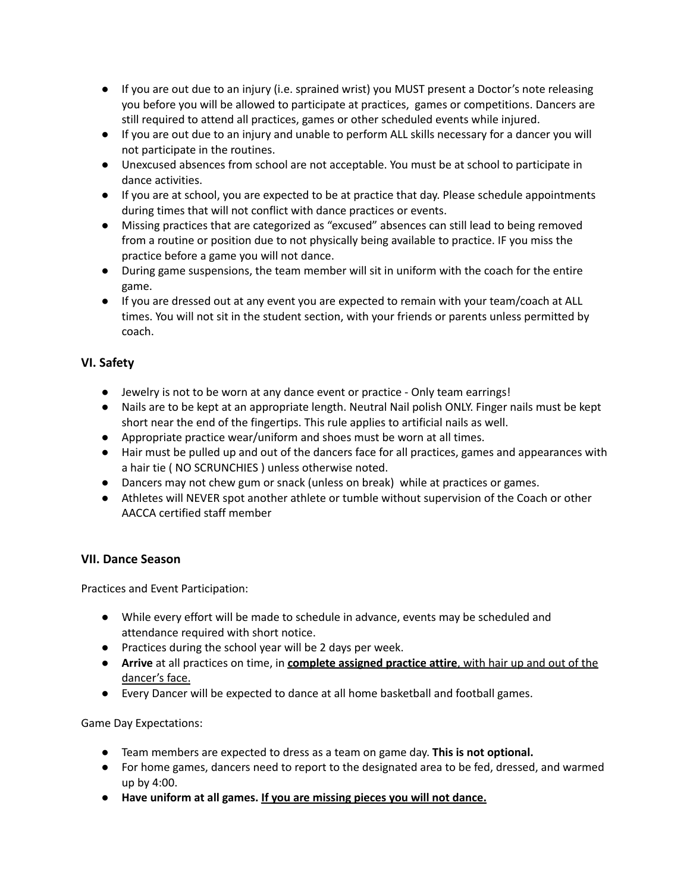- If you are out due to an injury (i.e. sprained wrist) you MUST present a Doctor's note releasing you before you will be allowed to participate at practices, games or competitions. Dancers are still required to attend all practices, games or other scheduled events while injured.
- If you are out due to an injury and unable to perform ALL skills necessary for a dancer you will not participate in the routines.
- Unexcused absences from school are not acceptable. You must be at school to participate in dance activities.
- If you are at school, you are expected to be at practice that day. Please schedule appointments during times that will not conflict with dance practices or events.
- Missing practices that are categorized as "excused" absences can still lead to being removed from a routine or position due to not physically being available to practice. IF you miss the practice before a game you will not dance.
- During game suspensions, the team member will sit in uniform with the coach for the entire game.
- If you are dressed out at any event you are expected to remain with your team/coach at ALL times. You will not sit in the student section, with your friends or parents unless permitted by coach.

### VI. Safety

- Jewelry is not to be worn at any dance event or practice - Only team earrings!
- Nails are to be kept at an appropriate length. Neutral Nail polish ONLY. Finger nails must be kept short near the end of the fingertips. This rule applies to artificial nails as well.
- Appropriate practice wear/uniform and shoes must be worn at all times.
- Hair must be pulled up and out of the dancers face for all practices, games and appearances with a hair tie ( NO SCRUNCHIES ) unless otherwise noted.
- Dancers may not chew gum or snack (unless on break) while at practices or games.
- Athletes will NEVER spot another athlete or tumble without supervision of the Coach or other AACCA certified staff member

### VII. Dance Season

Practices and Event Participation:

- While every effort will be made to schedule in advance, events may be scheduled and attendance required with short notice.
- Practices during the school year will be 2 days per week.
- **Arrive** at all practices on time, in <u>**complete assigned practice attire**, with hair up and out of the dancer's face.</u>
- Every Dancer will be expected to dance at all home basketball and football games.

Game Day Expectations:

- Team members are expected to dress as a team on game day. **This is not optional.**
- For home games, dancers need to report to the designated area to be fed, dressed, and warmed up by 4:00.
- **Have uniform at all games. <u>If you are missing pieces you will not dance.</u>**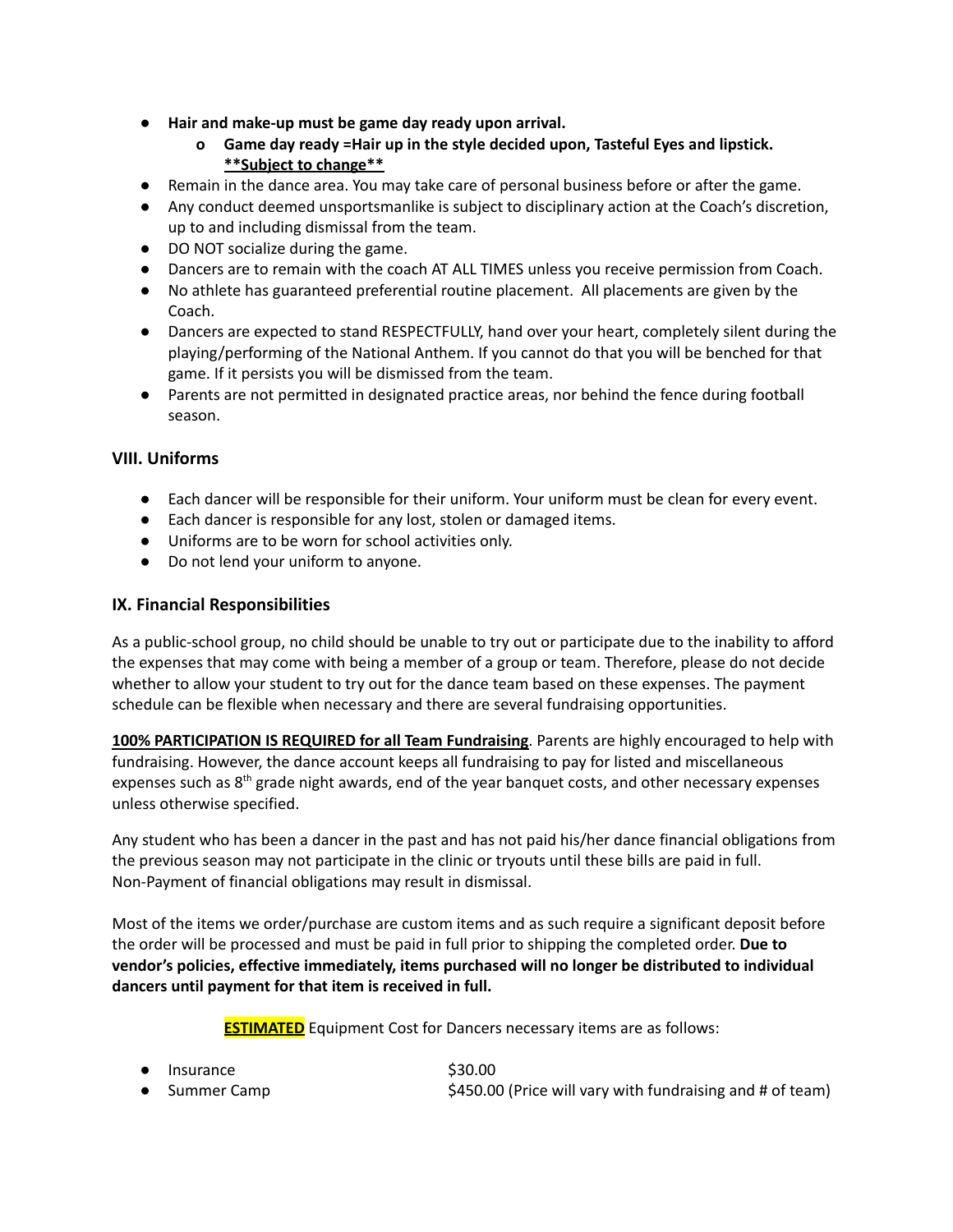- **Hair and make-up must be game day ready upon arrival.**
    - **Game day ready =Hair up in the style decided upon, Tasteful Eyes and lipstick.** <u>**\*\*Subject to change\*\***</u>
- Remain in the dance area. You may take care of personal business before or after the game.
- Any conduct deemed unsportsmanlike is subject to disciplinary action at the Coach's discretion, up to and including dismissal from the team.
- DO NOT socialize during the game.
- Dancers are to remain with the coach AT ALL TIMES unless you receive permission from Coach.
- No athlete has guaranteed preferential routine placement. All placements are given by the Coach.
- Dancers are expected to stand RESPECTFULLY, hand over your heart, completely silent during the playing/performing of the National Anthem. If you cannot do that you will be benched for that game. If it persists you will be dismissed from the team.
- Parents are not permitted in designated practice areas, nor behind the fence during football season.

### VIII. Uniforms

- Each dancer will be responsible for their uniform. Your uniform must be clean for every event.
- Each dancer is responsible for any lost, stolen or damaged items.
- Uniforms are to be worn for school activities only.
- Do not lend your uniform to anyone.

### IX. Financial Responsibilities

As a public-school group, no child should be unable to try out or participate due to the inability to afford the expenses that may come with being a member of a group or team. Therefore, please do not decide whether to allow your student to try out for the dance team based on these expenses. The payment schedule can be flexible when necessary and there are several fundraising opportunities.

<u>**100% PARTICIPATION IS REQUIRED for all Team Fundraising**</u>. Parents are highly encouraged to help with fundraising. However, the dance account keeps all fundraising to pay for listed and miscellaneous expenses such as 8th grade night awards, end of the year banquet costs, and other necessary expenses unless otherwise specified.

Any student who has been a dancer in the past and has not paid his/her dance financial obligations from the previous season may not participate in the clinic or tryouts until these bills are paid in full. Non-Payment of financial obligations may result in dismissal.

Most of the items we order/purchase are custom items and as such require a significant deposit before the order will be processed and must be paid in full prior to shipping the completed order. **Due to vendor's policies, effective immediately, items purchased will no longer be distributed to individual dancers until payment for that item is received in full.**

<u>**ESTIMATED**</u> Equipment Cost for Dancers necessary items are as follows:

- Insurance $30.00
- Summer Camp $450.00 (Price will vary with fundraising and # of team)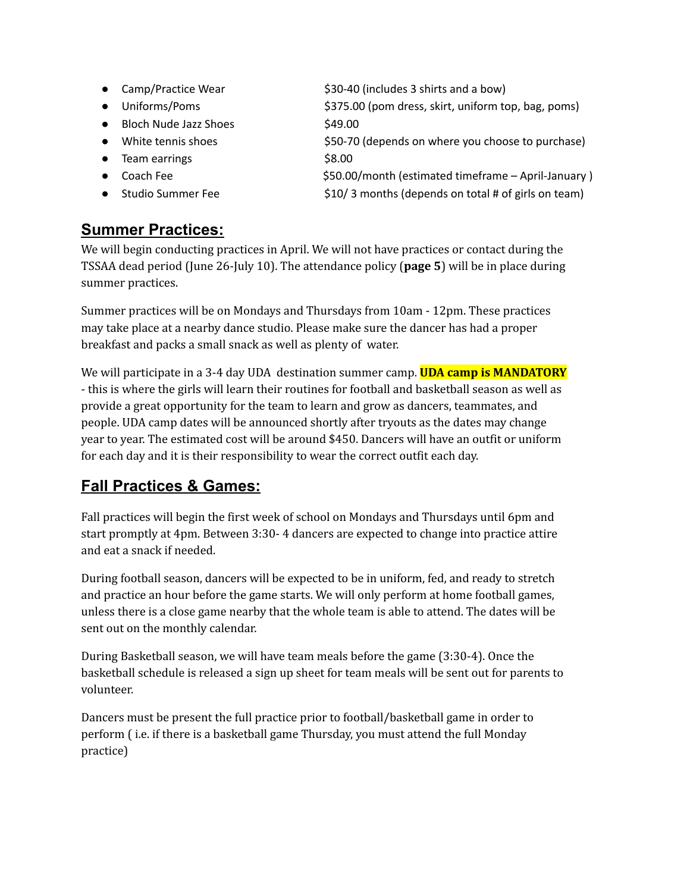- Camp/Practice Wear — $30-40 (includes 3 shirts and a bow)
- Uniforms/Poms — $375.00 (pom dress, skirt, uniform top, bag, poms)
- Bloch Nude Jazz Shoes — $49.00
- White tennis shoes — $50-70 (depends on where you choose to purchase)
- Team earrings — $8.00
- Coach Fee — $50.00/month (estimated timeframe – April-January )
- Studio Summer Fee — $10/ 3 months (depends on total # of girls on team)

## Summer Practices:

We will begin conducting practices in April. We will not have practices or contact during the TSSAA dead period (June 26-July 10). The attendance policy (**page 5**) will be in place during summer practices.

Summer practices will be on Mondays and Thursdays from 10am - 12pm. These practices may take place at a nearby dance studio. Please make sure the dancer has had a proper breakfast and packs a small snack as well as plenty of water.

We will participate in a 3-4 day UDA destination summer camp. **UDA camp is MANDATORY** - this is where the girls will learn their routines for football and basketball season as well as provide a great opportunity for the team to learn and grow as dancers, teammates, and people. UDA camp dates will be announced shortly after tryouts as the dates may change year to year. The estimated cost will be around $450. Dancers will have an outfit or uniform for each day and it is their responsibility to wear the correct outfit each day.

## Fall Practices & Games:

Fall practices will begin the first week of school on Mondays and Thursdays until 6pm and start promptly at 4pm. Between 3:30- 4 dancers are expected to change into practice attire and eat a snack if needed.

During football season, dancers will be expected to be in uniform, fed, and ready to stretch and practice an hour before the game starts. We will only perform at home football games, unless there is a close game nearby that the whole team is able to attend. The dates will be sent out on the monthly calendar.

During Basketball season, we will have team meals before the game (3:30-4). Once the basketball schedule is released a sign up sheet for team meals will be sent out for parents to volunteer.

Dancers must be present the full practice prior to football/basketball game in order to perform ( i.e. if there is a basketball game Thursday, you must attend the full Monday practice)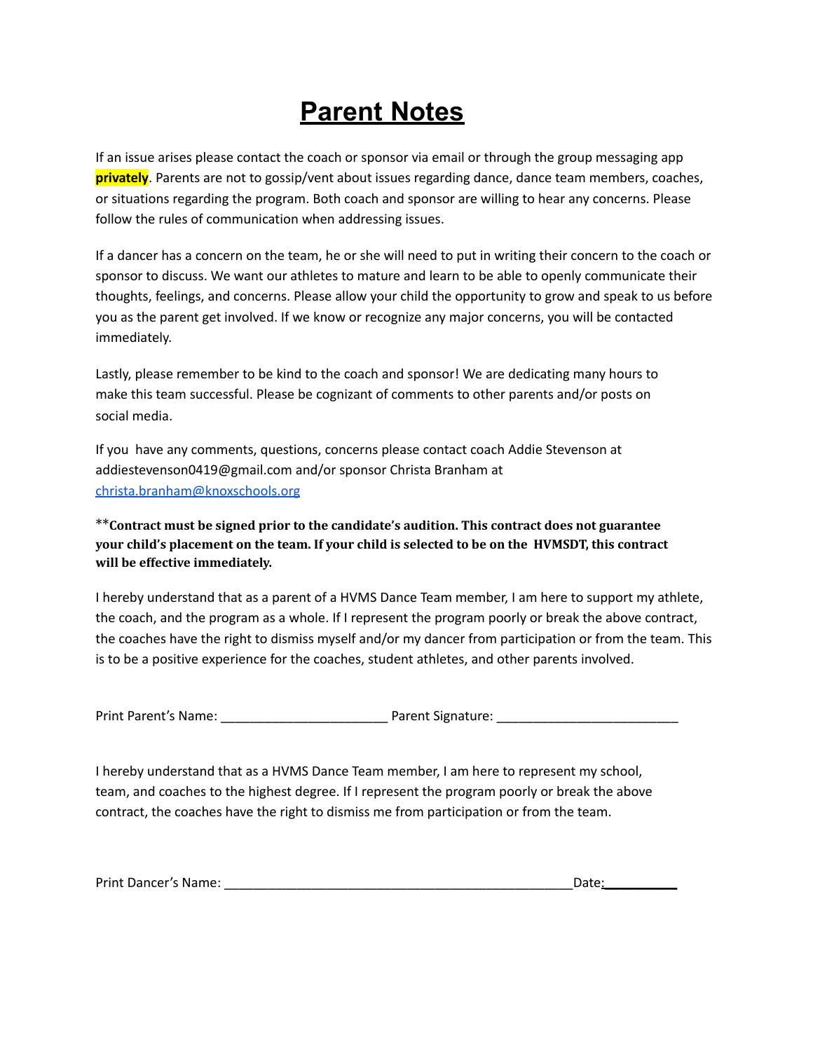# Parent Notes

If an issue arises please contact the coach or sponsor via email or through the group messaging app **privately**. Parents are not to gossip/vent about issues regarding dance, dance team members, coaches, or situations regarding the program. Both coach and sponsor are willing to hear any concerns. Please follow the rules of communication when addressing issues.

If a dancer has a concern on the team, he or she will need to put in writing their concern to the coach or sponsor to discuss. We want our athletes to mature and learn to be able to openly communicate their thoughts, feelings, and concerns. Please allow your child the opportunity to grow and speak to us before you as the parent get involved. If we know or recognize any major concerns, you will be contacted immediately.

Lastly, please remember to be kind to the coach and sponsor! We are dedicating many hours to make this team successful. Please be cognizant of comments to other parents and/or posts on social media.

If you have any comments, questions, concerns please contact coach Addie Stevenson at addiestevenson0419@gmail.com and/or sponsor Christa Branham at [christa.branham@knoxschools.org](mailto:christa.branham@knoxschools.org)

**Contract must be signed prior to the candidate's audition. This contract does not guarantee your child's placement on the team. If your child is selected to be on the HVMSDT, this contract will be effective immediately.**

I hereby understand that as a parent of a HVMS Dance Team member, I am here to support my athlete, the coach, and the program as a whole. If I represent the program poorly or break the above contract, the coaches have the right to dismiss myself and/or my dancer from participation or from the team. This is to be a positive experience for the coaches, student athletes, and other parents involved.

Print Parent's Name: _______________________ Parent Signature: _________________________

I hereby understand that as a HVMS Dance Team member, I am here to represent my school, team, and coaches to the highest degree. If I represent the program poorly or break the above contract, the coaches have the right to dismiss me from participation or from the team.

Print Dancer's Name: ________________________________________________Date:__________